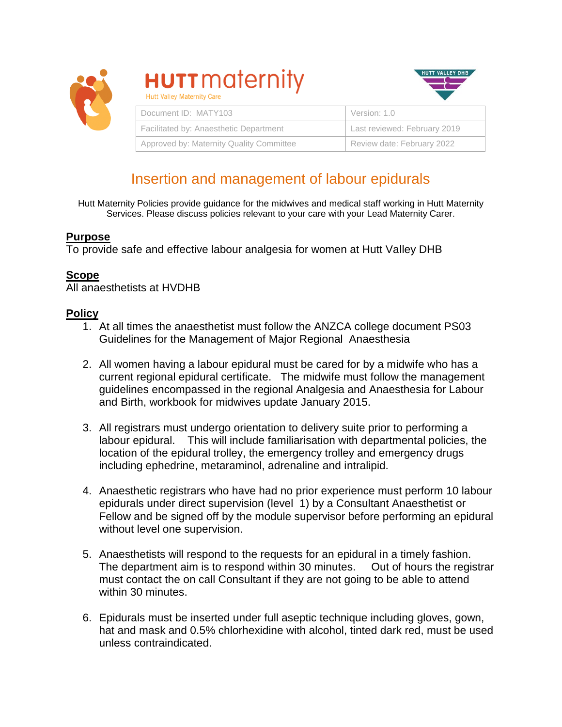HUTT maternity

Hutt Valley Maternity Care

HUTT VALLEY DHB

| Document ID: MATY103 | Version: 1.0 |
| --- | --- |
| Facilitated by: Anaesthetic Department | Last reviewed: February 2019 |
| Approved by: Maternity Quality Committee | Review date: February 2022 |

# Insertion and management of labour epidurals

Hutt Maternity Policies provide guidance for the midwives and medical staff working in Hutt Maternity Services. Please discuss policies relevant to your care with your Lead Maternity Carer.

## Purpose

To provide safe and effective labour analgesia for women at Hutt Valley DHB

## Scope

All anaesthetists at HVDHB

## Policy

1. At all times the anaesthetist must follow the ANZCA college document PS03 Guidelines for the Management of Major Regional Anaesthesia

2. All women having a labour epidural must be cared for by a midwife who has a current regional epidural certificate. The midwife must follow the management guidelines encompassed in the regional Analgesia and Anaesthesia for Labour and Birth, workbook for midwives update January 2015.

3. All registrars must undergo orientation to delivery suite prior to performing a labour epidural. This will include familiarisation with departmental policies, the location of the epidural trolley, the emergency trolley and emergency drugs including ephedrine, metaraminol, adrenaline and intralipid.

4. Anaesthetic registrars who have had no prior experience must perform 10 labour epidurals under direct supervision (level 1) by a Consultant Anaesthetist or Fellow and be signed off by the module supervisor before performing an epidural without level one supervision.

5. Anaesthetists will respond to the requests for an epidural in a timely fashion. The department aim is to respond within 30 minutes. Out of hours the registrar must contact the on call Consultant if they are not going to be able to attend within 30 minutes.

6. Epidurals must be inserted under full aseptic technique including gloves, gown, hat and mask and 0.5% chlorhexidine with alcohol, tinted dark red, must be used unless contraindicated.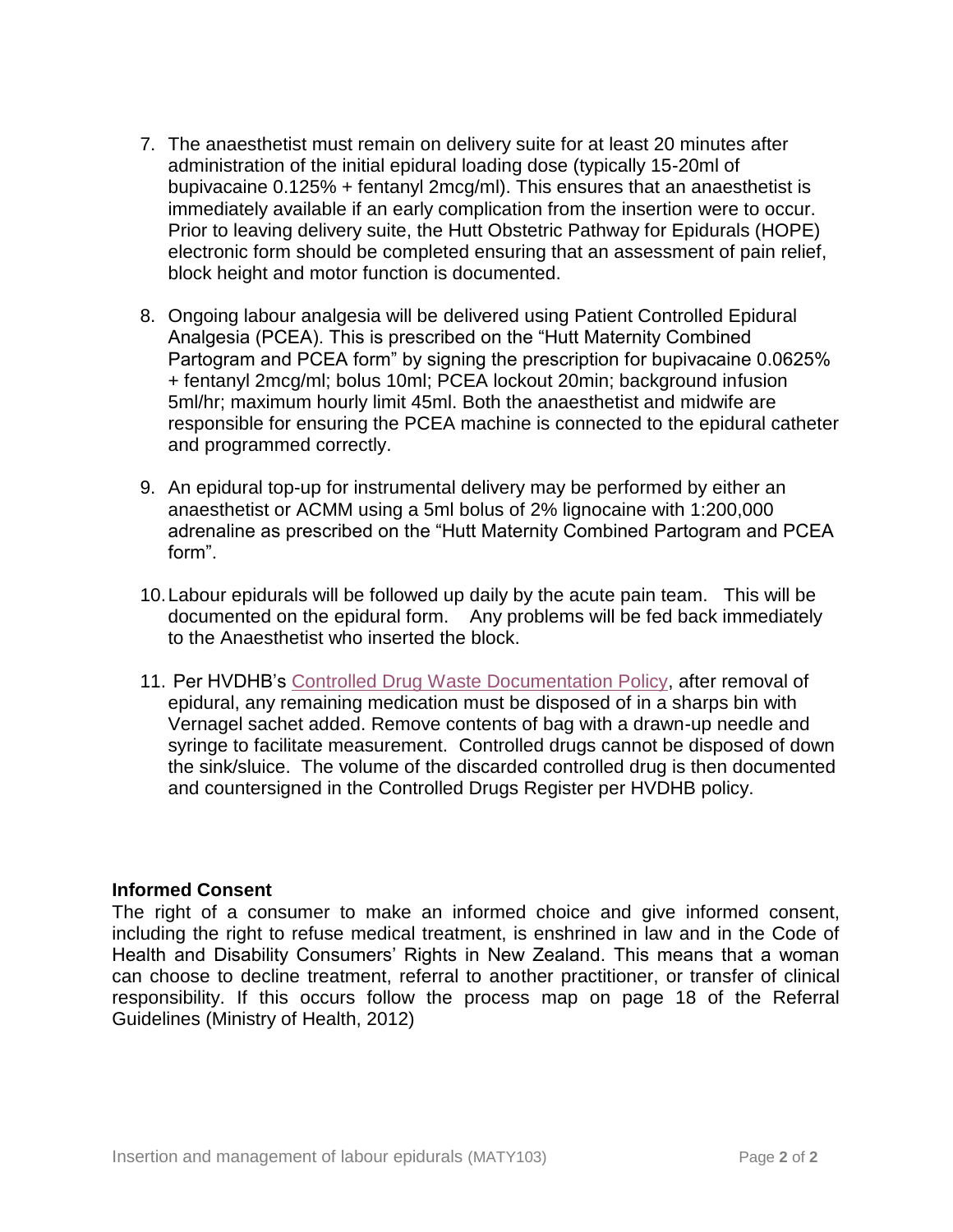7. The anaesthetist must remain on delivery suite for at least 20 minutes after administration of the initial epidural loading dose (typically 15-20ml of bupivacaine 0.125% + fentanyl 2mcg/ml). This ensures that an anaesthetist is immediately available if an early complication from the insertion were to occur. Prior to leaving delivery suite, the Hutt Obstetric Pathway for Epidurals (HOPE) electronic form should be completed ensuring that an assessment of pain relief, block height and motor function is documented.

8. Ongoing labour analgesia will be delivered using Patient Controlled Epidural Analgesia (PCEA). This is prescribed on the "Hutt Maternity Combined Partogram and PCEA form" by signing the prescription for bupivacaine 0.0625% + fentanyl 2mcg/ml; bolus 10ml; PCEA lockout 20min; background infusion 5ml/hr; maximum hourly limit 45ml. Both the anaesthetist and midwife are responsible for ensuring the PCEA machine is connected to the epidural catheter and programmed correctly.

9. An epidural top-up for instrumental delivery may be performed by either an anaesthetist or ACMM using a 5ml bolus of 2% lignocaine with 1:200,000 adrenaline as prescribed on the "Hutt Maternity Combined Partogram and PCEA form".

10. Labour epidurals will be followed up daily by the acute pain team. This will be documented on the epidural form. Any problems will be fed back immediately to the Anaesthetist who inserted the block.

11. Per HVDHB's Controlled Drug Waste Documentation Policy, after removal of epidural, any remaining medication must be disposed of in a sharps bin with Vernagel sachet added. Remove contents of bag with a drawn-up needle and syringe to facilitate measurement. Controlled drugs cannot be disposed of down the sink/sluice. The volume of the discarded controlled drug is then documented and countersigned in the Controlled Drugs Register per HVDHB policy.

### Informed Consent

The right of a consumer to make an informed choice and give informed consent, including the right to refuse medical treatment, is enshrined in law and in the Code of Health and Disability Consumers' Rights in New Zealand. This means that a woman can choose to decline treatment, referral to another practitioner, or transfer of clinical responsibility. If this occurs follow the process map on page 18 of the Referral Guidelines (Ministry of Health, 2012)